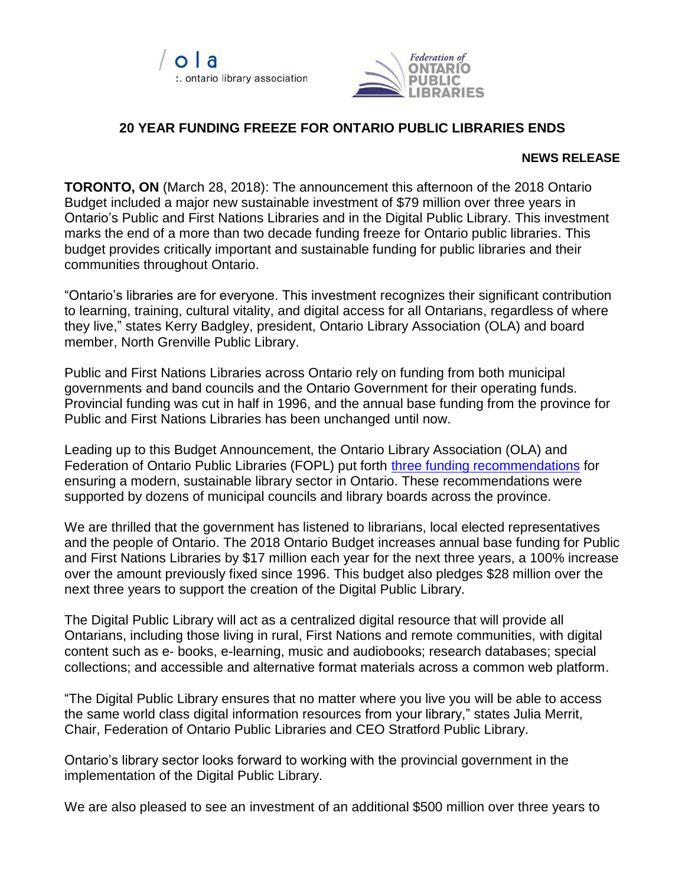# 20 YEAR FUNDING FREEZE FOR ONTARIO PUBLIC LIBRARIES ENDS

**NEWS RELEASE**

**TORONTO, ON** (March 28, 2018): The announcement this afternoon of the 2018 Ontario Budget included a major new sustainable investment of $79 million over three years in Ontario's Public and First Nations Libraries and in the Digital Public Library. This investment marks the end of a more than two decade funding freeze for Ontario public libraries. This budget provides critically important and sustainable funding for public libraries and their communities throughout Ontario.

"Ontario's libraries are for everyone. This investment recognizes their significant contribution to learning, training, cultural vitality, and digital access for all Ontarians, regardless of where they live," states Kerry Badgley, president, Ontario Library Association (OLA) and board member, North Grenville Public Library.

Public and First Nations Libraries across Ontario rely on funding from both municipal governments and band councils and the Ontario Government for their operating funds. Provincial funding was cut in half in 1996, and the annual base funding from the province for Public and First Nations Libraries has been unchanged until now.

Leading up to this Budget Announcement, the Ontario Library Association (OLA) and Federation of Ontario Public Libraries (FOPL) put forth three funding recommendations for ensuring a modern, sustainable library sector in Ontario. These recommendations were supported by dozens of municipal councils and library boards across the province.

We are thrilled that the government has listened to librarians, local elected representatives and the people of Ontario. The 2018 Ontario Budget increases annual base funding for Public and First Nations Libraries by $17 million each year for the next three years, a 100% increase over the amount previously fixed since 1996. This budget also pledges $28 million over the next three years to support the creation of the Digital Public Library.

The Digital Public Library will act as a centralized digital resource that will provide all Ontarians, including those living in rural, First Nations and remote communities, with digital content such as e- books, e-learning, music and audiobooks; research databases; special collections; and accessible and alternative format materials across a common web platform.

"The Digital Public Library ensures that no matter where you live you will be able to access the same world class digital information resources from your library," states Julia Merrit, Chair, Federation of Ontario Public Libraries and CEO Stratford Public Library.

Ontario's library sector looks forward to working with the provincial government in the implementation of the Digital Public Library.

We are also pleased to see an investment of an additional $500 million over three years to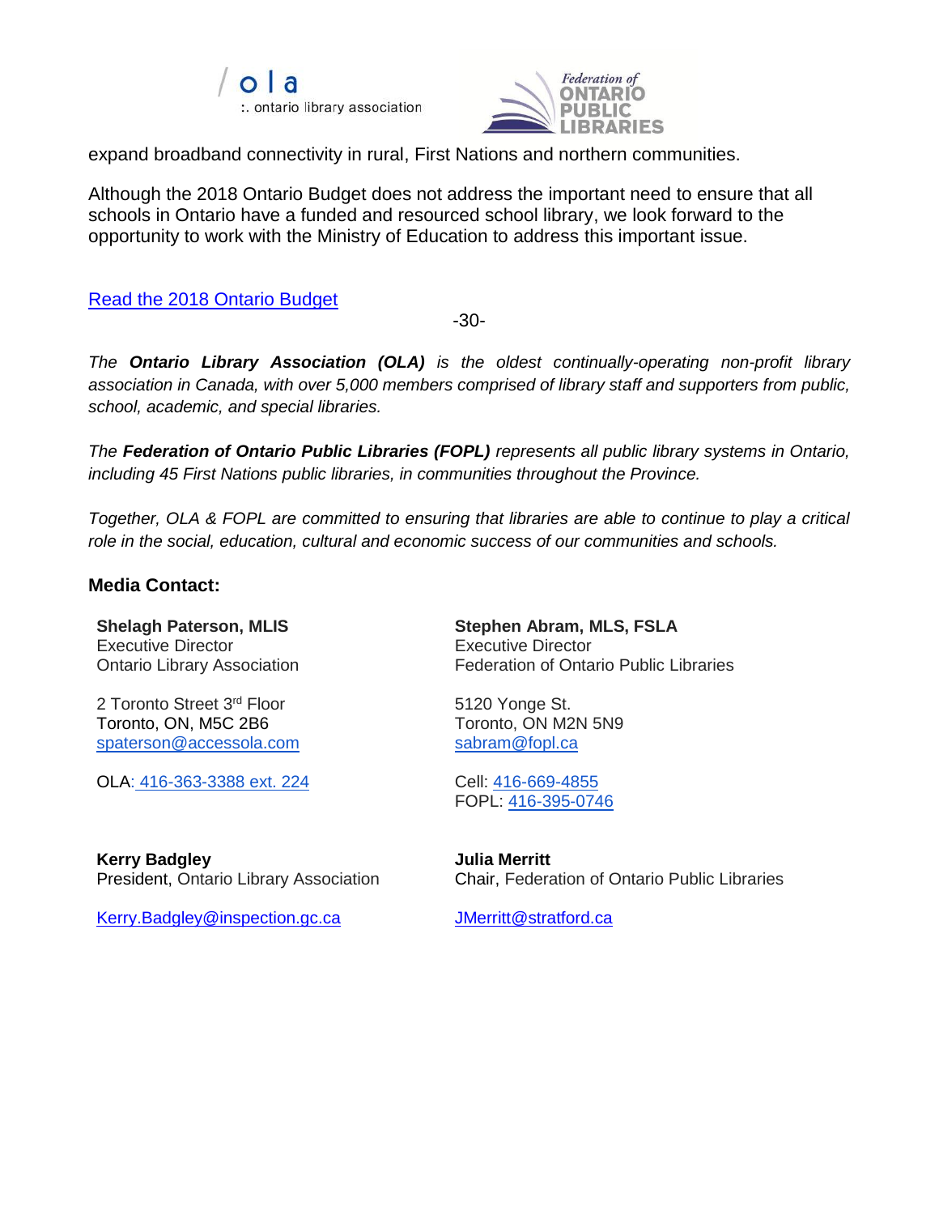expand broadband connectivity in rural, First Nations and northern communities.

Although the 2018 Ontario Budget does not address the important need to ensure that all schools in Ontario have a funded and resourced school library, we look forward to the opportunity to work with the Ministry of Education to address this important issue.

Read the 2018 Ontario Budget

-30-

*The **Ontario Library Association (OLA)** is the oldest continually-operating non-profit library association in Canada, with over 5,000 members comprised of library staff and supporters from public, school, academic, and special libraries.*

*The **Federation of Ontario Public Libraries (FOPL)** represents all public library systems in Ontario, including 45 First Nations public libraries, in communities throughout the Province.*

*Together, OLA & FOPL are committed to ensuring that libraries are able to continue to play a critical role in the social, education, cultural and economic success of our communities and schools.*

**Media Contact:**

**Shelagh Paterson, MLIS**
Executive Director
Ontario Library Association

2 Toronto Street 3rd Floor
Toronto, ON, M5C 2B6
spaterson@accessola.com

OLA: 416-363-3388 ext. 224

**Stephen Abram, MLS, FSLA**
Executive Director
Federation of Ontario Public Libraries

5120 Yonge St.
Toronto, ON M2N 5N9
sabram@fopl.ca

Cell: 416-669-4855
FOPL: 416-395-0746

**Kerry Badgley**
President, Ontario Library Association

Kerry.Badgley@inspection.gc.ca

**Julia Merritt**
Chair, Federation of Ontario Public Libraries

JMerritt@stratford.ca